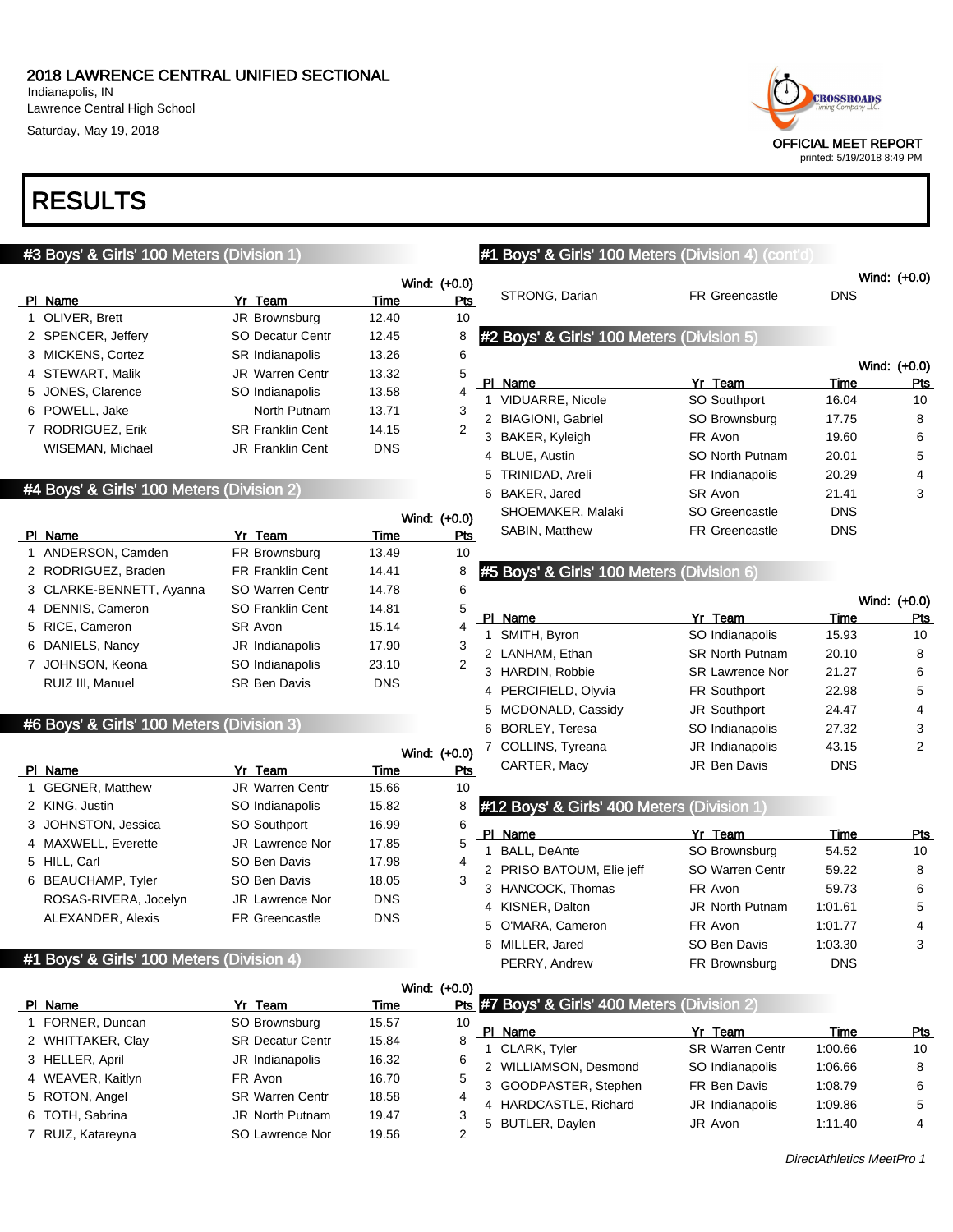# 2018 LAWRENCE CENTRAL UNIFIED SECTIONAL

Indianapolis, IN
Lawrence Central High School
Saturday, May 19, 2018

OFFICIAL MEET REPORT
printed: 5/19/2018 8:49 PM

# RESULTS

## #3 Boys' & Girls' 100 Meters (Division 1)

Wind: (+0.0)

| Pl | Name | Yr | Team | Time | Pts |
|---|---|---|---|---|---|
| 1 | OLIVER, Brett | JR | Brownsburg | 12.40 | 10 |
| 2 | SPENCER, Jeffery | SO | Decatur Centr | 12.45 | 8 |
| 3 | MICKENS, Cortez | SR | Indianapolis | 13.26 | 6 |
| 4 | STEWART, Malik | JR | Warren Centr | 13.32 | 5 |
| 5 | JONES, Clarence | SO | Indianapolis | 13.58 | 4 |
| 6 | POWELL, Jake | | North Putnam | 13.71 | 3 |
| 7 | RODRIGUEZ, Erik | SR | Franklin Cent | 14.15 | 2 |
| | WISEMAN, Michael | JR | Franklin Cent | DNS | |

## #4 Boys' & Girls' 100 Meters (Division 2)

Wind: (+0.0)

| Pl | Name | Yr | Team | Time | Pts |
|---|---|---|---|---|---|
| 1 | ANDERSON, Camden | FR | Brownsburg | 13.49 | 10 |
| 2 | RODRIGUEZ, Braden | FR | Franklin Cent | 14.41 | 8 |
| 3 | CLARKE-BENNETT, Ayanna | SO | Warren Centr | 14.78 | 6 |
| 4 | DENNIS, Cameron | SO | Franklin Cent | 14.81 | 5 |
| 5 | RICE, Cameron | SR | Avon | 15.14 | 4 |
| 6 | DANIELS, Nancy | JR | Indianapolis | 17.90 | 3 |
| 7 | JOHNSON, Keona | SO | Indianapolis | 23.10 | 2 |
| | RUIZ III, Manuel | SR | Ben Davis | DNS | |

## #6 Boys' & Girls' 100 Meters (Division 3)

Wind: (+0.0)

| Pl | Name | Yr | Team | Time | Pts |
|---|---|---|---|---|---|
| 1 | GEGNER, Matthew | JR | Warren Centr | 15.66 | 10 |
| 2 | KING, Justin | SO | Indianapolis | 15.82 | 8 |
| 3 | JOHNSTON, Jessica | SO | Southport | 16.99 | 6 |
| 4 | MAXWELL, Everette | JR | Lawrence Nor | 17.85 | 5 |
| 5 | HILL, Carl | SO | Ben Davis | 17.98 | 4 |
| 6 | BEAUCHAMP, Tyler | SO | Ben Davis | 18.05 | 3 |
| | ROSAS-RIVERA, Jocelyn | JR | Lawrence Nor | DNS | |
| | ALEXANDER, Alexis | FR | Greencastle | DNS | |

## #1 Boys' & Girls' 100 Meters (Division 4)

Wind: (+0.0)

| Pl | Name | Yr | Team | Time | Pts |
|---|---|---|---|---|---|
| 1 | FORNER, Duncan | SO | Brownsburg | 15.57 | 10 |
| 2 | WHITTAKER, Clay | SR | Decatur Centr | 15.84 | 8 |
| 3 | HELLER, April | JR | Indianapolis | 16.32 | 6 |
| 4 | WEAVER, Kaitlyn | FR | Avon | 16.70 | 5 |
| 5 | ROTON, Angel | SR | Warren Centr | 18.58 | 4 |
| 6 | TOTH, Sabrina | JR | North Putnam | 19.47 | 3 |
| 7 | RUIZ, Katareyna | SO | Lawrence Nor | 19.56 | 2 |
| | STRONG, Darian | FR | Greencastle | DNS | |

## #2 Boys' & Girls' 100 Meters (Division 5)

Wind: (+0.0)

| Pl | Name | Yr | Team | Time | Pts |
|---|---|---|---|---|---|
| 1 | VIDUARRE, Nicole | SO | Southport | 16.04 | 10 |
| 2 | BIAGIONI, Gabriel | SO | Brownsburg | 17.75 | 8 |
| 3 | BAKER, Kyleigh | FR | Avon | 19.60 | 6 |
| 4 | BLUE, Austin | SO | North Putnam | 20.01 | 5 |
| 5 | TRINIDAD, Areli | FR | Indianapolis | 20.29 | 4 |
| 6 | BAKER, Jared | SR | Avon | 21.41 | 3 |
| | SHOEMAKER, Malaki | SO | Greencastle | DNS | |
| | SABIN, Matthew | FR | Greencastle | DNS | |

## #5 Boys' & Girls' 100 Meters (Division 6)

Wind: (+0.0)

| Pl | Name | Yr | Team | Time | Pts |
|---|---|---|---|---|---|
| 1 | SMITH, Byron | SO | Indianapolis | 15.93 | 10 |
| 2 | LANHAM, Ethan | SR | North Putnam | 20.10 | 8 |
| 3 | HARDIN, Robbie | SR | Lawrence Nor | 21.27 | 6 |
| 4 | PERCIFIELD, Olyvia | FR | Southport | 22.98 | 5 |
| 5 | MCDONALD, Cassidy | JR | Southport | 24.47 | 4 |
| 6 | BORLEY, Teresa | SO | Indianapolis | 27.32 | 3 |
| 7 | COLLINS, Tyreana | JR | Indianapolis | 43.15 | 2 |
| | CARTER, Macy | JR | Ben Davis | DNS | |

## #12 Boys' & Girls' 400 Meters (Division 1)

| Pl | Name | Yr | Team | Time | Pts |
|---|---|---|---|---|---|
| 1 | BALL, DeAnte | SO | Brownsburg | 54.52 | 10 |
| 2 | PRISO BATOUM, Elie jeff | SO | Warren Centr | 59.22 | 8 |
| 3 | HANCOCK, Thomas | FR | Avon | 59.73 | 6 |
| 4 | KISNER, Dalton | JR | North Putnam | 1:01.61 | 5 |
| 5 | O'MARA, Cameron | FR | Avon | 1:01.77 | 4 |
| 6 | MILLER, Jared | SO | Ben Davis | 1:03.30 | 3 |
| | PERRY, Andrew | FR | Brownsburg | DNS | |

## #7 Boys' & Girls' 400 Meters (Division 2)

| Pl | Name | Yr | Team | Time | Pts |
|---|---|---|---|---|---|
| 1 | CLARK, Tyler | SR | Warren Centr | 1:00.66 | 10 |
| 2 | WILLIAMSON, Desmond | SO | Indianapolis | 1:06.66 | 8 |
| 3 | GOODPASTER, Stephen | FR | Ben Davis | 1:08.79 | 6 |
| 4 | HARDCASTLE, Richard | JR | Indianapolis | 1:09.86 | 5 |
| 5 | BUTLER, Daylen | JR | Avon | 1:11.40 | 4 |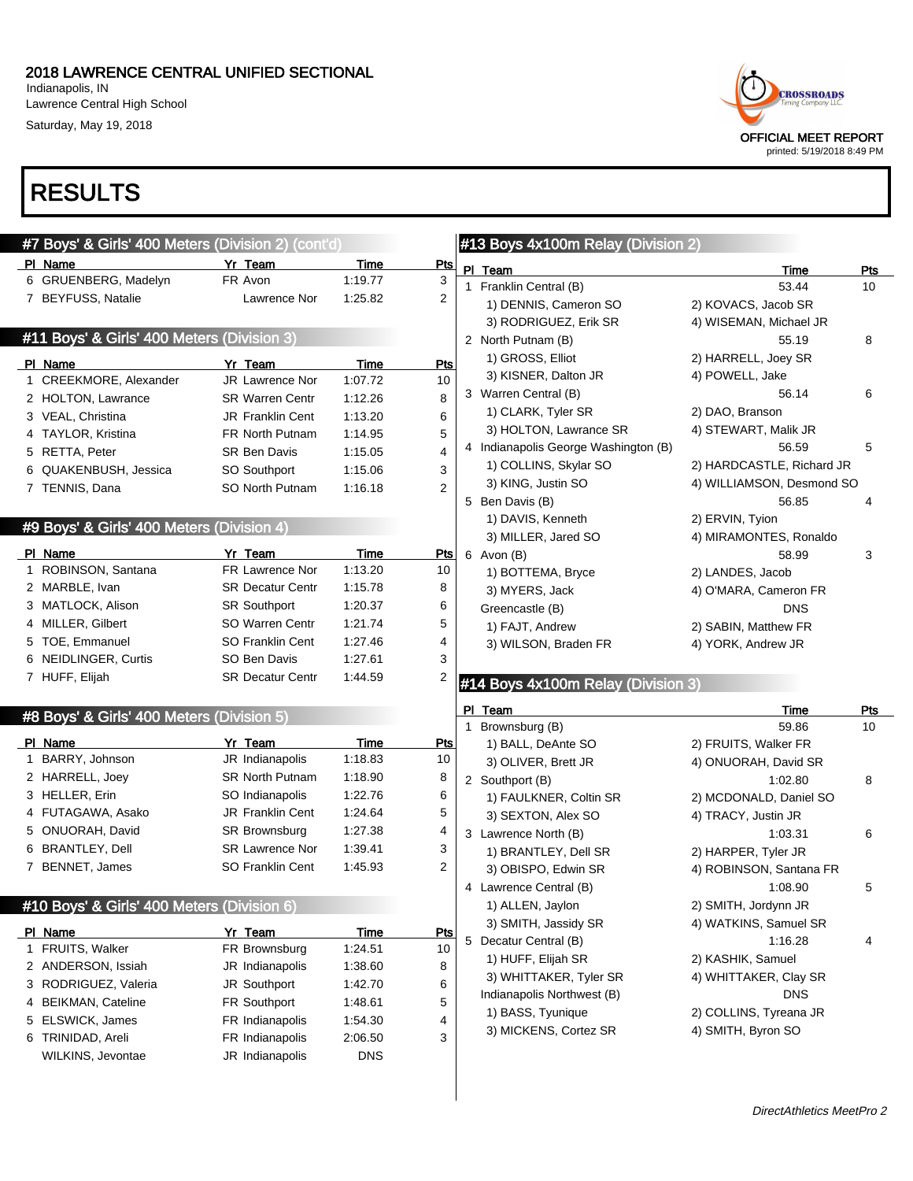# 2018 LAWRENCE CENTRAL UNIFIED SECTIONAL

Indianapolis, IN
Lawrence Central High School
Saturday, May 19, 2018

OFFICIAL MEET REPORT
printed: 5/19/2018 8:49 PM

## RESULTS

### #7 Boys' & Girls' 400 Meters (Division 2) (cont'd)

| Pl | Name | Yr | Team | Time | Pts |
|---|---|---|---|---|---|
| 6 | GRUENBERG, Madelyn | FR | Avon | 1:19.77 | 3 |
| 7 | BEYFUSS, Natalie | | Lawrence Nor | 1:25.82 | 2 |

### #11 Boys' & Girls' 400 Meters (Division 3)

| Pl | Name | Yr | Team | Time | Pts |
|---|---|---|---|---|---|
| 1 | CREEKMORE, Alexander | JR | Lawrence Nor | 1:07.72 | 10 |
| 2 | HOLTON, Lawrance | SR | Warren Centr | 1:12.26 | 8 |
| 3 | VEAL, Christina | JR | Franklin Cent | 1:13.20 | 6 |
| 4 | TAYLOR, Kristina | FR | North Putnam | 1:14.95 | 5 |
| 5 | RETTA, Peter | SR | Ben Davis | 1:15.05 | 4 |
| 6 | QUAKENBUSH, Jessica | SO | Southport | 1:15.06 | 3 |
| 7 | TENNIS, Dana | SO | North Putnam | 1:16.18 | 2 |

### #9 Boys' & Girls' 400 Meters (Division 4)

| Pl | Name | Yr | Team | Time | Pts |
|---|---|---|---|---|---|
| 1 | ROBINSON, Santana | FR | Lawrence Nor | 1:13.20 | 10 |
| 2 | MARBLE, Ivan | SR | Decatur Centr | 1:15.78 | 8 |
| 3 | MATLOCK, Alison | SR | Southport | 1:20.37 | 6 |
| 4 | MILLER, Gilbert | SO | Warren Centr | 1:21.74 | 5 |
| 5 | TOE, Emmanuel | SO | Franklin Cent | 1:27.46 | 4 |
| 6 | NEIDLINGER, Curtis | SO | Ben Davis | 1:27.61 | 3 |
| 7 | HUFF, Elijah | SR | Decatur Centr | 1:44.59 | 2 |

### #8 Boys' & Girls' 400 Meters (Division 5)

| Pl | Name | Yr | Team | Time | Pts |
|---|---|---|---|---|---|
| 1 | BARRY, Johnson | JR | Indianapolis | 1:18.83 | 10 |
| 2 | HARRELL, Joey | SR | North Putnam | 1:18.90 | 8 |
| 3 | HELLER, Erin | SO | Indianapolis | 1:22.76 | 6 |
| 4 | FUTAGAWA, Asako | JR | Franklin Cent | 1:24.64 | 5 |
| 5 | ONUORAH, David | SR | Brownsburg | 1:27.38 | 4 |
| 6 | BRANTLEY, Dell | SR | Lawrence Nor | 1:39.41 | 3 |
| 7 | BENNET, James | SO | Franklin Cent | 1:45.93 | 2 |

### #10 Boys' & Girls' 400 Meters (Division 6)

| Pl | Name | Yr | Team | Time | Pts |
|---|---|---|---|---|---|
| 1 | FRUITS, Walker | FR | Brownsburg | 1:24.51 | 10 |
| 2 | ANDERSON, Issiah | JR | Indianapolis | 1:38.60 | 8 |
| 3 | RODRIGUEZ, Valeria | JR | Southport | 1:42.70 | 6 |
| 4 | BEIKMAN, Cateline | FR | Southport | 1:48.61 | 5 |
| 5 | ELSWICK, James | FR | Indianapolis | 1:54.30 | 4 |
| 6 | TRINIDAD, Areli | FR | Indianapolis | 2:06.50 | 3 |
| | WILKINS, Jevontae | JR | Indianapolis | DNS | |

### #13 Boys 4x100m Relay (Division 2)

| Pl | Team | | Time | Pts |
|---|---|---|---|---|
| 1 | Franklin Central (B) | | 53.44 | 10 |
| | 1) DENNIS, Cameron SO | 2) KOVACS, Jacob SR | | |
| | 3) RODRIGUEZ, Erik SR | 4) WISEMAN, Michael JR | | |
| 2 | North Putnam (B) | | 55.19 | 8 |
| | 1) GROSS, Elliot | 2) HARRELL, Joey SR | | |
| | 3) KISNER, Dalton JR | 4) POWELL, Jake | | |
| 3 | Warren Central (B) | | 56.14 | 6 |
| | 1) CLARK, Tyler SR | 2) DAO, Branson | | |
| | 3) HOLTON, Lawrance SR | 4) STEWART, Malik JR | | |
| 4 | Indianapolis George Washington (B) | | 56.59 | 5 |
| | 1) COLLINS, Skylar SO | 2) HARDCASTLE, Richard JR | | |
| | 3) KING, Justin SO | 4) WILLIAMSON, Desmond SO | | |
| 5 | Ben Davis (B) | | 56.85 | 4 |
| | 1) DAVIS, Kenneth | 2) ERVIN, Tyion | | |
| | 3) MILLER, Jared SO | 4) MIRAMONTES, Ronaldo | | |
| 6 | Avon (B) | | 58.99 | 3 |
| | 1) BOTTEMA, Bryce | 2) LANDES, Jacob | | |
| | 3) MYERS, Jack | 4) O'MARA, Cameron FR | | |
| | Greencastle (B) | | DNS | |
| | 1) FAJT, Andrew | 2) SABIN, Matthew FR | | |
| | 3) WILSON, Braden FR | 4) YORK, Andrew JR | | |

### #14 Boys 4x100m Relay (Division 3)

| Pl | Team | | Time | Pts |
|---|---|---|---|---|
| 1 | Brownsburg (B) | | 59.86 | 10 |
| | 1) BALL, DeAnte SO | 2) FRUITS, Walker FR | | |
| | 3) OLIVER, Brett JR | 4) ONUORAH, David SR | | |
| 2 | Southport (B) | | 1:02.80 | 8 |
| | 1) FAULKNER, Coltin SR | 2) MCDONALD, Daniel SO | | |
| | 3) SEXTON, Alex SO | 4) TRACY, Justin JR | | |
| 3 | Lawrence North (B) | | 1:03.31 | 6 |
| | 1) BRANTLEY, Dell SR | 2) HARPER, Tyler JR | | |
| | 3) OBISPO, Edwin SR | 4) ROBINSON, Santana FR | | |
| 4 | Lawrence Central (B) | | 1:08.90 | 5 |
| | 1) ALLEN, Jaylon | 2) SMITH, Jordynn JR | | |
| | 3) SMITH, Jassidy SR | 4) WATKINS, Samuel SR | | |
| 5 | Decatur Central (B) | | 1:16.28 | 4 |
| | 1) HUFF, Elijah SR | 2) KASHIK, Samuel | | |
| | 3) WHITTAKER, Tyler SR | 4) WHITTAKER, Clay SR | | |
| | Indianapolis Northwest (B) | | DNS | |
| | 1) BASS, Tyunique | 2) COLLINS, Tyreana JR | | |
| | 3) MICKENS, Cortez SR | 4) SMITH, Byron SO | | |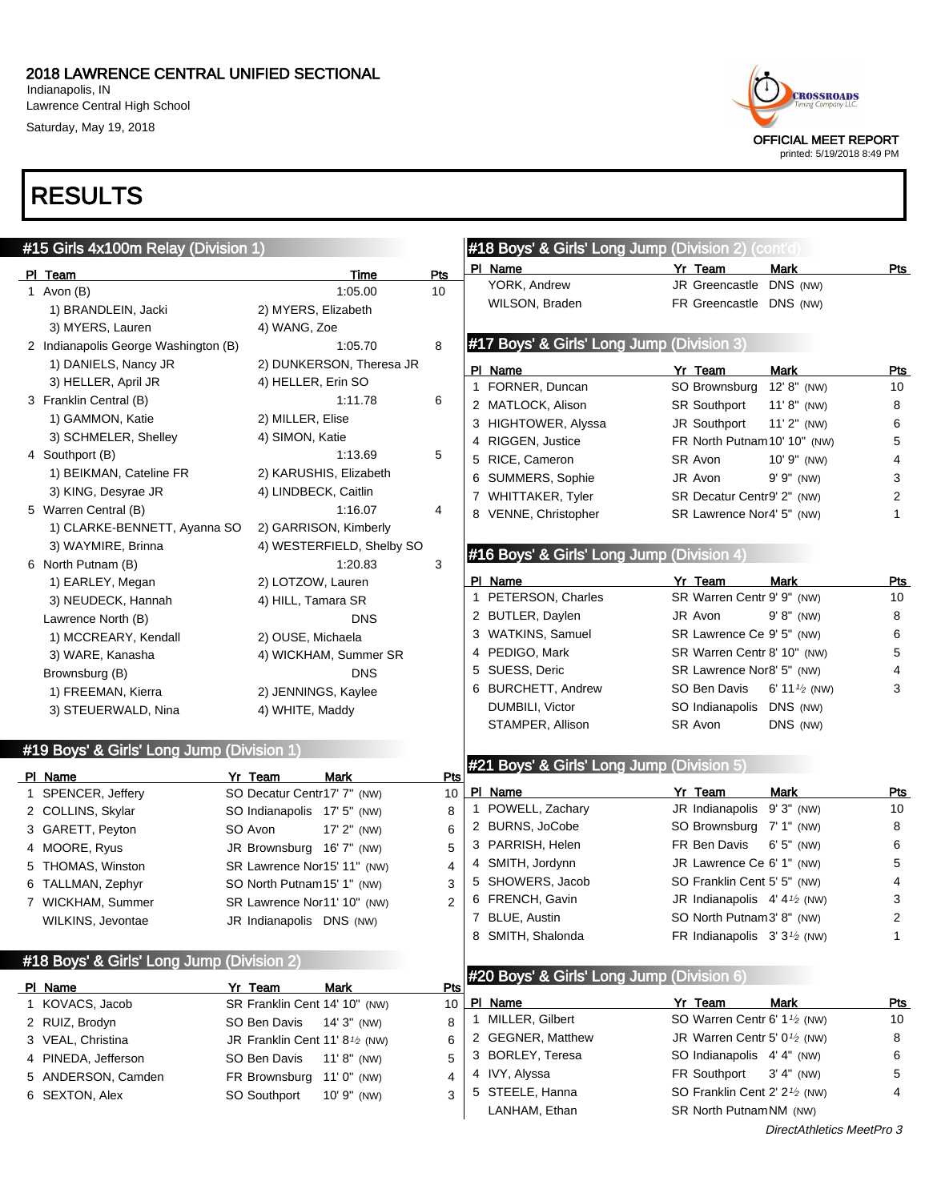# 2018 LAWRENCE CENTRAL UNIFIED SECTIONAL

Indianapolis, IN
Lawrence Central High School
Saturday, May 19, 2018

OFFICIAL MEET REPORT
printed: 5/19/2018 8:49 PM

# RESULTS

## #15 Girls 4x100m Relay (Division 1)

| Pl | Team | Time | Pts |
|---|---|---|---|
| 1 | Avon (B) | 1:05.00 | 10 |
| | 1) BRANDLEIN, Jacki 2) MYERS, Elizabeth | | |
| | 3) MYERS, Lauren 4) WANG, Zoe | | |
| 2 | Indianapolis George Washington (B) | 1:05.70 | 8 |
| | 1) DANIELS, Nancy JR 2) DUNKERSON, Theresa JR | | |
| | 3) HELLER, April JR 4) HELLER, Erin SO | | |
| 3 | Franklin Central (B) | 1:11.78 | 6 |
| | 1) GAMMON, Katie 2) MILLER, Elise | | |
| | 3) SCHMELER, Shelley 4) SIMON, Katie | | |
| 4 | Southport (B) | 1:13.69 | 5 |
| | 1) BEIKMAN, Cateline FR 2) KARUSHIS, Elizabeth | | |
| | 3) KING, Desyrae JR 4) LINDBECK, Caitlin | | |
| 5 | Warren Central (B) | 1:16.07 | 4 |
| | 1) CLARKE-BENNETT, Ayanna SO 2) GARRISON, Kimberly | | |
| | 3) WAYMIRE, Brinna 4) WESTERFIELD, Shelby SO | | |
| 6 | North Putnam (B) | 1:20.83 | 3 |
| | 1) EARLEY, Megan 2) LOTZOW, Lauren | | |
| | 3) NEUDECK, Hannah 4) HILL, Tamara SR | | |
| | Lawrence North (B) | DNS | |
| | 1) MCCREARY, Kendall 2) OUSE, Michaela | | |
| | 3) WARE, Kanasha 4) WICKHAM, Summer SR | | |
| | Brownsburg (B) | DNS | |
| | 1) FREEMAN, Kierra 2) JENNINGS, Kaylee | | |
| | 3) STEUERWALD, Nina 4) WHITE, Maddy | | |

## #19 Boys' & Girls' Long Jump (Division 1)

| Pl | Name | Yr | Team | Mark | Pts |
|---|---|---|---|---|---|
| 1 | SPENCER, Jeffery | SO | Decatur Centr | 17' 7" (NW) | 10 |
| 2 | COLLINS, Skylar | SO | Indianapolis | 17' 5" (NW) | 8 |
| 3 | GARETT, Peyton | SO | Avon | 17' 2" (NW) | 6 |
| 4 | MOORE, Ryus | JR | Brownsburg | 16' 7" (NW) | 5 |
| 5 | THOMAS, Winston | SR | Lawrence Nor | 15' 11" (NW) | 4 |
| 6 | TALLMAN, Zephyr | SO | North Putnam | 15' 1" (NW) | 3 |
| 7 | WICKHAM, Summer | SR | Lawrence Nor | 11' 10" (NW) | 2 |
| | WILKINS, Jevontae | JR | Indianapolis | DNS (NW) | |

## #18 Boys' & Girls' Long Jump (Division 2)

| Pl | Name | Yr | Team | Mark | Pts |
|---|---|---|---|---|---|
| 1 | KOVACS, Jacob | SR | Franklin Cent | 14' 10" (NW) | 10 |
| 2 | RUIZ, Brodyn | SO | Ben Davis | 14' 3" (NW) | 8 |
| 3 | VEAL, Christina | JR | Franklin Cent | 11' 8½ (NW) | 6 |
| 4 | PINEDA, Jefferson | SO | Ben Davis | 11' 8" (NW) | 5 |
| 5 | ANDERSON, Camden | FR | Brownsburg | 11' 0" (NW) | 4 |
| 6 | SEXTON, Alex | SO | Southport | 10' 9" (NW) | 3 |
| | YORK, Andrew | JR | Greencastle | DNS (NW) | |
| | WILSON, Braden | FR | Greencastle | DNS (NW) | |

## #17 Boys' & Girls' Long Jump (Division 3)

| Pl | Name | Yr | Team | Mark | Pts |
|---|---|---|---|---|---|
| 1 | FORNER, Duncan | SO | Brownsburg | 12' 8" (NW) | 10 |
| 2 | MATLOCK, Alison | SR | Southport | 11' 8" (NW) | 8 |
| 3 | HIGHTOWER, Alyssa | JR | Southport | 11' 2" (NW) | 6 |
| 4 | RIGGEN, Justice | FR | North Putnam | 10' 10" (NW) | 5 |
| 5 | RICE, Cameron | SR | Avon | 10' 9" (NW) | 4 |
| 6 | SUMMERS, Sophie | JR | Avon | 9' 9" (NW) | 3 |
| 7 | WHITTAKER, Tyler | SR | Decatur Centr | 9' 2" (NW) | 2 |
| 8 | VENNE, Christopher | SR | Lawrence Nor | 4' 5" (NW) | 1 |

## #16 Boys' & Girls' Long Jump (Division 4)

| Pl | Name | Yr | Team | Mark | Pts |
|---|---|---|---|---|---|
| 1 | PETERSON, Charles | SR | Warren Centr | 9' 9" (NW) | 10 |
| 2 | BUTLER, Daylen | JR | Avon | 9' 8" (NW) | 8 |
| 3 | WATKINS, Samuel | SR | Lawrence Ce | 9' 5" (NW) | 6 |
| 4 | PEDIGO, Mark | SR | Warren Centr | 8' 10" (NW) | 5 |
| 5 | SUESS, Deric | SR | Lawrence Nor | 8' 5" (NW) | 4 |
| 6 | BURCHETT, Andrew | SO | Ben Davis | 6' 11½ (NW) | 3 |
| | DUMBILI, Victor | SO | Indianapolis | DNS (NW) | |
| | STAMPER, Allison | SR | Avon | DNS (NW) | |

## #21 Boys' & Girls' Long Jump (Division 5)

| Pl | Name | Yr | Team | Mark | Pts |
|---|---|---|---|---|---|
| 1 | POWELL, Zachary | JR | Indianapolis | 9' 3" (NW) | 10 |
| 2 | BURNS, JoCobe | SO | Brownsburg | 7' 1" (NW) | 8 |
| 3 | PARRISH, Helen | FR | Ben Davis | 6' 5" (NW) | 6 |
| 4 | SMITH, Jordynn | JR | Lawrence Ce | 6' 1" (NW) | 5 |
| 5 | SHOWERS, Jacob | SO | Franklin Cent | 5' 5" (NW) | 4 |
| 6 | FRENCH, Gavin | JR | Indianapolis | 4' 4½ (NW) | 3 |
| 7 | BLUE, Austin | SO | North Putnam | 3' 8" (NW) | 2 |
| 8 | SMITH, Shalonda | FR | Indianapolis | 3' 3½ (NW) | 1 |

## #20 Boys' & Girls' Long Jump (Division 6)

| Pl | Name | Yr | Team | Mark | Pts |
|---|---|---|---|---|---|
| 1 | MILLER, Gilbert | SO | Warren Centr | 6' 1½ (NW) | 10 |
| 2 | GEGNER, Matthew | JR | Warren Centr | 5' 0½ (NW) | 8 |
| 3 | BORLEY, Teresa | SO | Indianapolis | 4' 4" (NW) | 6 |
| 4 | IVY, Alyssa | FR | Southport | 3' 4" (NW) | 5 |
| 5 | STEELE, Hanna | SO | Franklin Cent | 2' 2½ (NW) | 4 |
| | LANHAM, Ethan | SR | North Putnam | NM (NW) | |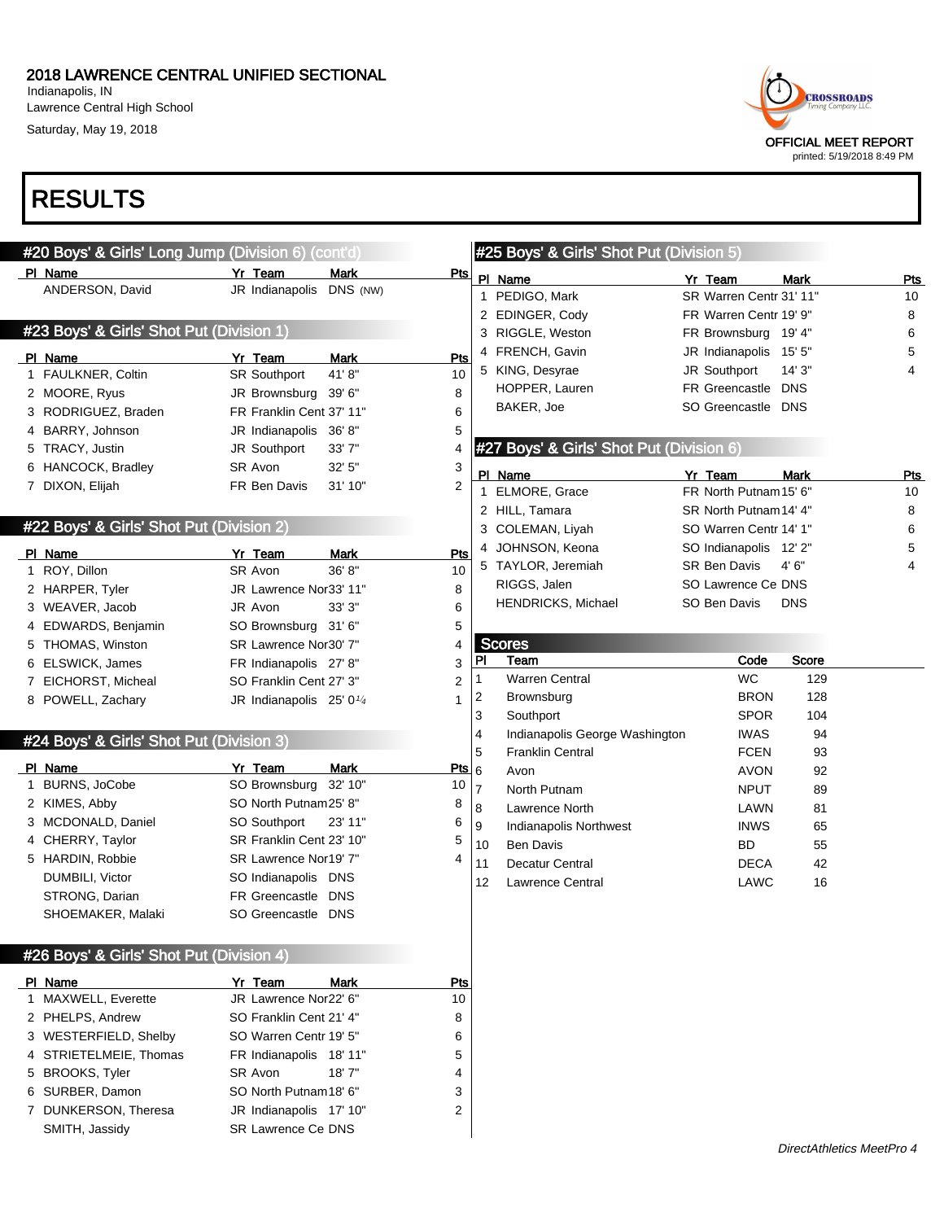# 2018 LAWRENCE CENTRAL UNIFIED SECTIONAL

Indianapolis, IN
Lawrence Central High School
Saturday, May 19, 2018

OFFICIAL MEET REPORT
printed: 5/19/2018 8:49 PM

# RESULTS

## #20 Boys' & Girls' Long Jump (Division 6) (cont'd)

| Pl | Name | Yr | Team | Mark | Pts |
|---|---|---|---|---|---|
| | ANDERSON, David | JR | Indianapolis | DNS (NW) | |

## #23 Boys' & Girls' Shot Put (Division 1)

| Pl | Name | Yr | Team | Mark | Pts |
|---|---|---|---|---|---|
| 1 | FAULKNER, Coltin | SR | Southport | 41' 8" | 10 |
| 2 | MOORE, Ryus | JR | Brownsburg | 39' 6" | 8 |
| 3 | RODRIGUEZ, Braden | FR | Franklin Cent | 37' 11" | 6 |
| 4 | BARRY, Johnson | JR | Indianapolis | 36' 8" | 5 |
| 5 | TRACY, Justin | JR | Southport | 33' 7" | 4 |
| 6 | HANCOCK, Bradley | SR | Avon | 32' 5" | 3 |
| 7 | DIXON, Elijah | FR | Ben Davis | 31' 10" | 2 |

## #22 Boys' & Girls' Shot Put (Division 2)

| Pl | Name | Yr | Team | Mark | Pts |
|---|---|---|---|---|---|
| 1 | ROY, Dillon | SR | Avon | 36' 8" | 10 |
| 2 | HARPER, Tyler | JR | Lawrence Nor | 33' 11" | 8 |
| 3 | WEAVER, Jacob | JR | Avon | 33' 3" | 6 |
| 4 | EDWARDS, Benjamin | SO | Brownsburg | 31' 6" | 5 |
| 5 | THOMAS, Winston | SR | Lawrence Nor | 30' 7" | 4 |
| 6 | ELSWICK, James | FR | Indianapolis | 27' 8" | 3 |
| 7 | EICHORST, Micheal | SO | Franklin Cent | 27' 3" | 2 |
| 8 | POWELL, Zachary | JR | Indianapolis | 25' 0¼ | 1 |

## #24 Boys' & Girls' Shot Put (Division 3)

| Pl | Name | Yr | Team | Mark | Pts |
|---|---|---|---|---|---|
| 1 | BURNS, JoCobe | SO | Brownsburg | 32' 10" | 10 |
| 2 | KIMES, Abby | SO | North Putnam | 25' 8" | 8 |
| 3 | MCDONALD, Daniel | SO | Southport | 23' 11" | 6 |
| 4 | CHERRY, Taylor | SR | Franklin Cent | 23' 10" | 5 |
| 5 | HARDIN, Robbie | SR | Lawrence Nor | 19' 7" | 4 |
| | DUMBILI, Victor | SO | Indianapolis | DNS | |
| | STRONG, Darian | FR | Greencastle | DNS | |
| | SHOEMAKER, Malaki | SO | Greencastle | DNS | |

## #26 Boys' & Girls' Shot Put (Division 4)

| Pl | Name | Yr | Team | Mark | Pts |
|---|---|---|---|---|---|
| 1 | MAXWELL, Everette | JR | Lawrence Nor | 22' 6" | 10 |
| 2 | PHELPS, Andrew | SO | Franklin Cent | 21' 4" | 8 |
| 3 | WESTERFIELD, Shelby | SO | Warren Centr | 19' 5" | 6 |
| 4 | STRIETELMEIE, Thomas | FR | Indianapolis | 18' 11" | 5 |
| 5 | BROOKS, Tyler | SR | Avon | 18' 7" | 4 |
| 6 | SURBER, Damon | SO | North Putnam | 18' 6" | 3 |
| 7 | DUNKERSON, Theresa | JR | Indianapolis | 17' 10" | 2 |
| | SMITH, Jassidy | SR | Lawrence Ce | DNS | |

## #25 Boys' & Girls' Shot Put (Division 5)

| Pl | Name | Yr | Team | Mark | Pts |
|---|---|---|---|---|---|
| 1 | PEDIGO, Mark | SR | Warren Centr | 31' 11" | 10 |
| 2 | EDINGER, Cody | FR | Warren Centr | 19' 9" | 8 |
| 3 | RIGGLE, Weston | FR | Brownsburg | 19' 4" | 6 |
| 4 | FRENCH, Gavin | JR | Indianapolis | 15' 5" | 5 |
| 5 | KING, Desyrae | JR | Southport | 14' 3" | 4 |
| | HOPPER, Lauren | FR | Greencastle | DNS | |
| | BAKER, Joe | SO | Greencastle | DNS | |

## #27 Boys' & Girls' Shot Put (Division 6)

| Pl | Name | Yr | Team | Mark | Pts |
|---|---|---|---|---|---|
| 1 | ELMORE, Grace | FR | North Putnam | 15' 6" | 10 |
| 2 | HILL, Tamara | SR | North Putnam | 14' 4" | 8 |
| 3 | COLEMAN, Liyah | SO | Warren Centr | 14' 1" | 6 |
| 4 | JOHNSON, Keona | SO | Indianapolis | 12' 2" | 5 |
| 5 | TAYLOR, Jeremiah | SR | Ben Davis | 4' 6" | 4 |
| | RIGGS, Jalen | SO | Lawrence Ce | DNS | |
| | HENDRICKS, Michael | SO | Ben Davis | DNS | |

## Scores

| Pl | Team | Code | Score |
|---|---|---|---|
| 1 | Warren Central | WC | 129 |
| 2 | Brownsburg | BRON | 128 |
| 3 | Southport | SPOR | 104 |
| 4 | Indianapolis George Washington | IWAS | 94 |
| 5 | Franklin Central | FCEN | 93 |
| 6 | Avon | AVON | 92 |
| 7 | North Putnam | NPUT | 89 |
| 8 | Lawrence North | LAWN | 81 |
| 9 | Indianapolis Northwest | INWS | 65 |
| 10 | Ben Davis | BD | 55 |
| 11 | Decatur Central | DECA | 42 |
| 12 | Lawrence Central | LAWC | 16 |

*DirectAthletics MeetPro 4*